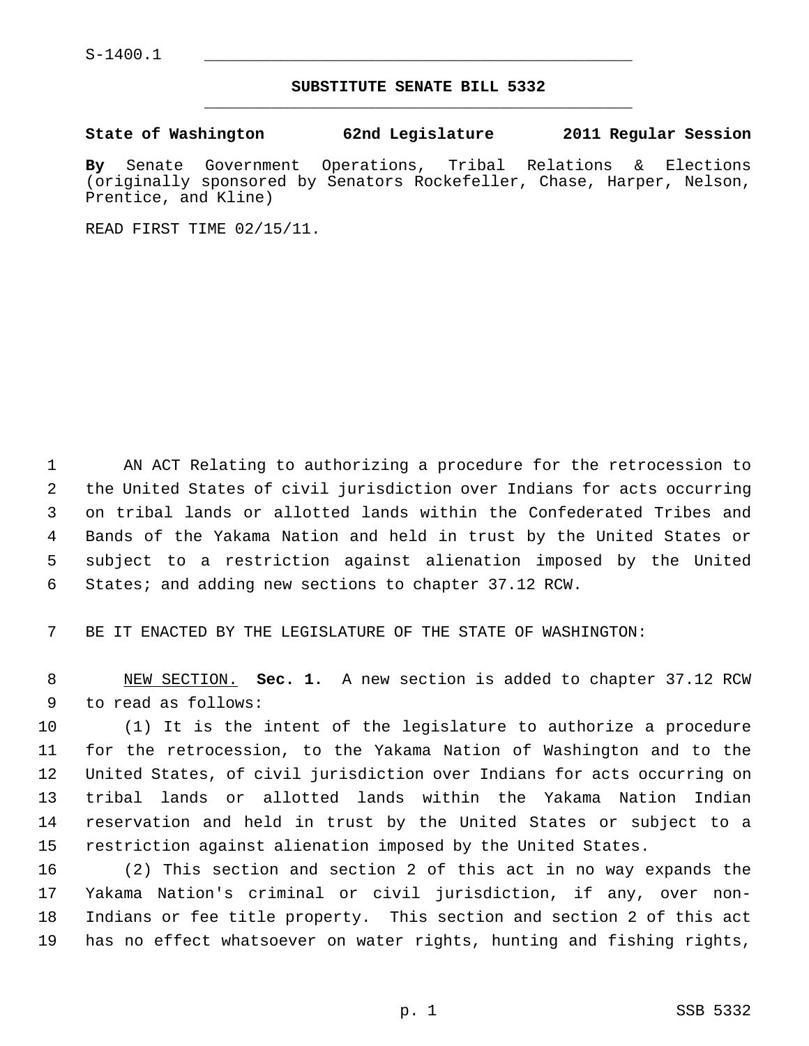S-1400.1

## SUBSTITUTE SENATE BILL 5332

**State of Washington 62nd Legislature 2011 Regular Session**

**By** Senate Government Operations, Tribal Relations & Elections (originally sponsored by Senators Rockefeller, Chase, Harper, Nelson, Prentice, and Kline)

READ FIRST TIME 02/15/11.

AN ACT Relating to authorizing a procedure for the retrocession to the United States of civil jurisdiction over Indians for acts occurring on tribal lands or allotted lands within the Confederated Tribes and Bands of the Yakama Nation and held in trust by the United States or subject to a restriction against alienation imposed by the United States; and adding new sections to chapter 37.12 RCW.

BE IT ENACTED BY THE LEGISLATURE OF THE STATE OF WASHINGTON:

NEW SECTION. **Sec. 1.** A new section is added to chapter 37.12 RCW to read as follows:

(1) It is the intent of the legislature to authorize a procedure for the retrocession, to the Yakama Nation of Washington and to the United States, of civil jurisdiction over Indians for acts occurring on tribal lands or allotted lands within the Yakama Nation Indian reservation and held in trust by the United States or subject to a restriction against alienation imposed by the United States.

(2) This section and section 2 of this act in no way expands the Yakama Nation's criminal or civil jurisdiction, if any, over non-Indians or fee title property. This section and section 2 of this act has no effect whatsoever on water rights, hunting and fishing rights,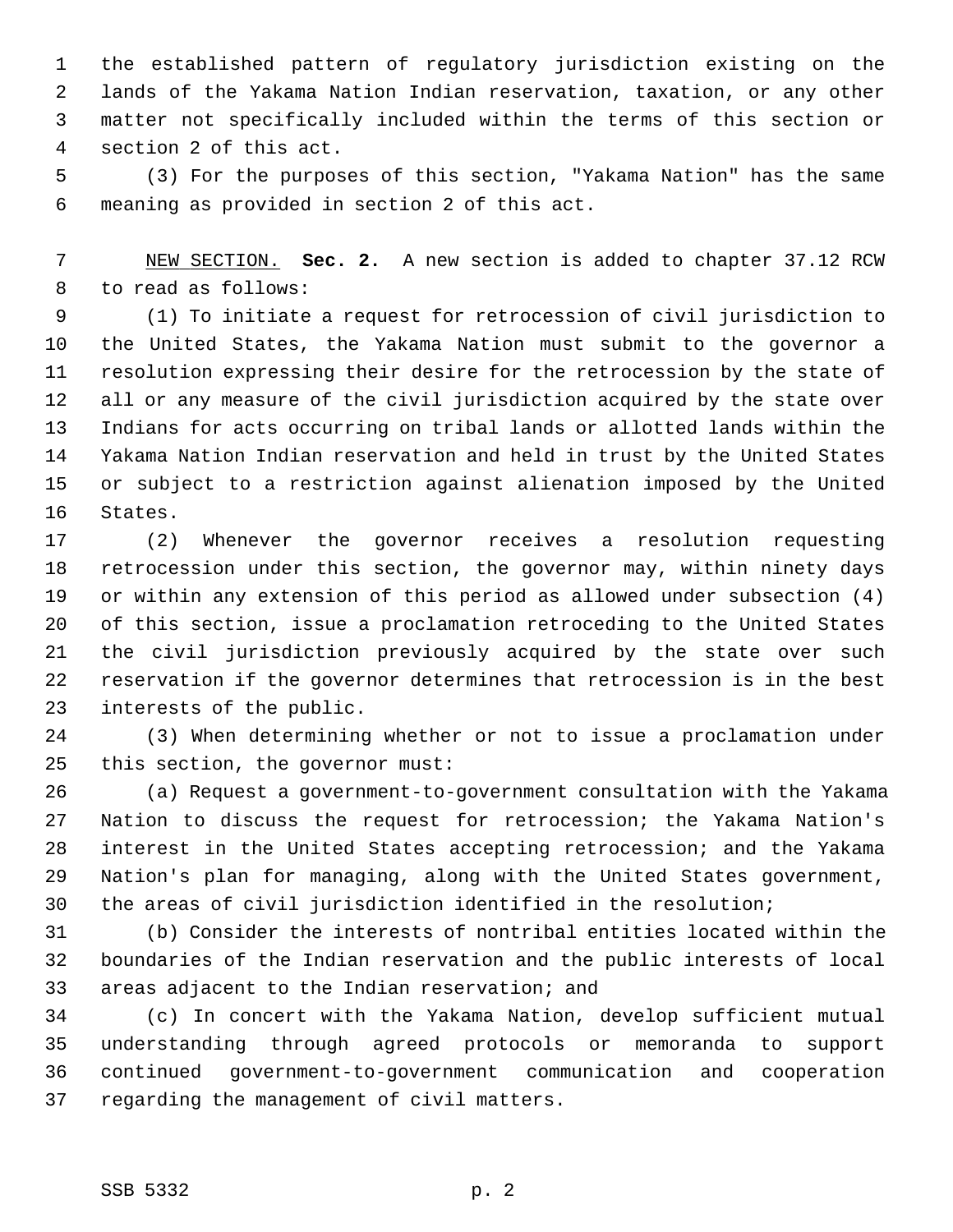the established pattern of regulatory jurisdiction existing on the lands of the Yakama Nation Indian reservation, taxation, or any other matter not specifically included within the terms of this section or section 2 of this act.

(3) For the purposes of this section, "Yakama Nation" has the same meaning as provided in section 2 of this act.

NEW SECTION. **Sec. 2.** A new section is added to chapter 37.12 RCW to read as follows:

(1) To initiate a request for retrocession of civil jurisdiction to the United States, the Yakama Nation must submit to the governor a resolution expressing their desire for the retrocession by the state of all or any measure of the civil jurisdiction acquired by the state over Indians for acts occurring on tribal lands or allotted lands within the Yakama Nation Indian reservation and held in trust by the United States or subject to a restriction against alienation imposed by the United States.

(2) Whenever the governor receives a resolution requesting retrocession under this section, the governor may, within ninety days or within any extension of this period as allowed under subsection (4) of this section, issue a proclamation retroceding to the United States the civil jurisdiction previously acquired by the state over such reservation if the governor determines that retrocession is in the best interests of the public.

(3) When determining whether or not to issue a proclamation under this section, the governor must:

(a) Request a government-to-government consultation with the Yakama Nation to discuss the request for retrocession; the Yakama Nation's interest in the United States accepting retrocession; and the Yakama Nation's plan for managing, along with the United States government, the areas of civil jurisdiction identified in the resolution;

(b) Consider the interests of nontribal entities located within the boundaries of the Indian reservation and the public interests of local areas adjacent to the Indian reservation; and

(c) In concert with the Yakama Nation, develop sufficient mutual understanding through agreed protocols or memoranda to support continued government-to-government communication and cooperation regarding the management of civil matters.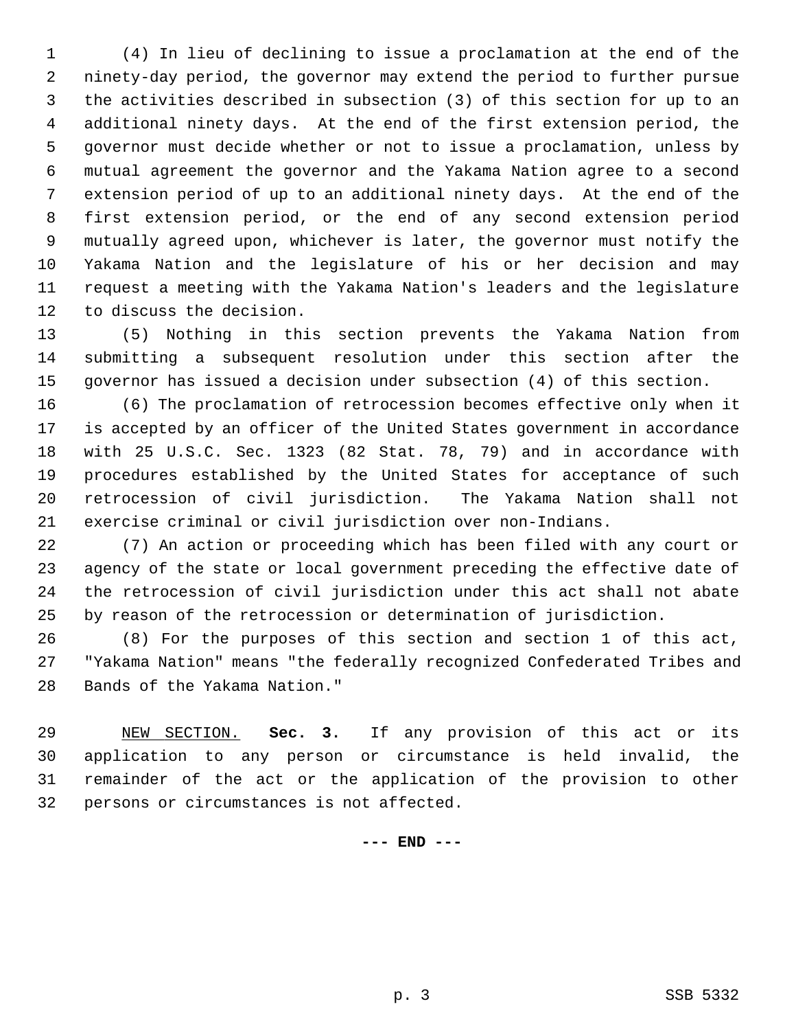(4) In lieu of declining to issue a proclamation at the end of the ninety-day period, the governor may extend the period to further pursue the activities described in subsection (3) of this section for up to an additional ninety days. At the end of the first extension period, the governor must decide whether or not to issue a proclamation, unless by mutual agreement the governor and the Yakama Nation agree to a second extension period of up to an additional ninety days. At the end of the first extension period, or the end of any second extension period mutually agreed upon, whichever is later, the governor must notify the Yakama Nation and the legislature of his or her decision and may request a meeting with the Yakama Nation's leaders and the legislature to discuss the decision.

(5) Nothing in this section prevents the Yakama Nation from submitting a subsequent resolution under this section after the governor has issued a decision under subsection (4) of this section.

(6) The proclamation of retrocession becomes effective only when it is accepted by an officer of the United States government in accordance with 25 U.S.C. Sec. 1323 (82 Stat. 78, 79) and in accordance with procedures established by the United States for acceptance of such retrocession of civil jurisdiction. The Yakama Nation shall not exercise criminal or civil jurisdiction over non-Indians.

(7) An action or proceeding which has been filed with any court or agency of the state or local government preceding the effective date of the retrocession of civil jurisdiction under this act shall not abate by reason of the retrocession or determination of jurisdiction.

(8) For the purposes of this section and section 1 of this act, "Yakama Nation" means "the federally recognized Confederated Tribes and Bands of the Yakama Nation."

NEW SECTION. **Sec. 3.** If any provision of this act or its application to any person or circumstance is held invalid, the remainder of the act or the application of the provision to other persons or circumstances is not affected.

**--- END ---**